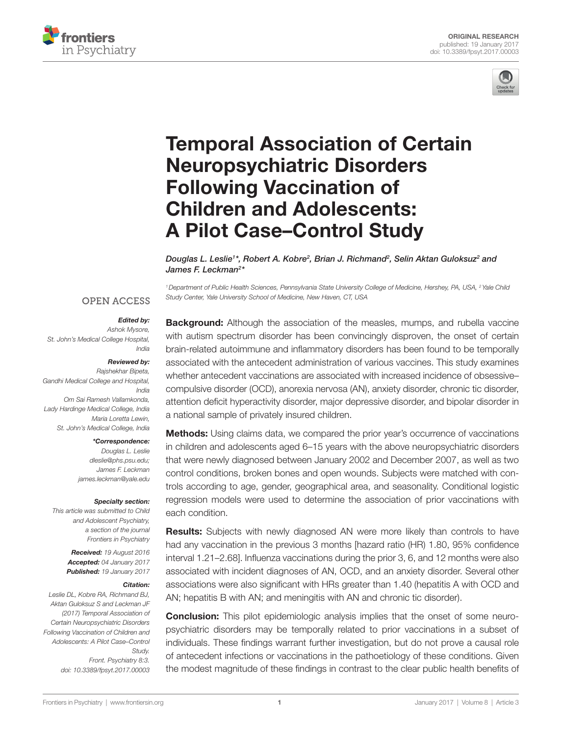ORIGINAL RESEARCH
published: 19 January 2017
doi: 10.3389/fpsyt.2017.00003

# Temporal Association of Certain Neuropsychiatric Disorders Following Vaccination of Children and Adolescents: A Pilot Case–Control Study

*Douglas L. Leslie[1]\*, Robert A. Kobre[2], Brian J. Richmand[2], Selin Aktan Guloksuz[2] and James F. Leckman[2]\**

[1] Department of Public Health Sciences, Pennsylvania State University College of Medicine, Hershey, PA, USA, [2] Yale Child Study Center, Yale University School of Medicine, New Haven, CT, USA

OPEN ACCESS

***Edited by:***
*Ashok Mysore, St. John's Medical College Hospital, India*

***Reviewed by:***
*Rajshekhar Bipeta, Gandhi Medical College and Hospital, India*
*Om Sai Ramesh Vallamkonda, Lady Hardinge Medical College, India*
*Maria Loretta Lewin, St. John's Medical College, India*

***\*Correspondence:***
*Douglas L. Leslie*
*dleslie@phs.psu.edu;*
*James F. Leckman*
*james.leckman@yale.edu*

***Specialty section:***
*This article was submitted to Child and Adolescent Psychiatry, a section of the journal Frontiers in Psychiatry*

***Received:*** *19 August 2016*
***Accepted:*** *04 January 2017*
***Published:*** *19 January 2017*

***Citation:***
*Leslie DL, Kobre RA, Richmand BJ, Aktan Guloksuz S and Leckman JF (2017) Temporal Association of Certain Neuropsychiatric Disorders Following Vaccination of Children and Adolescents: A Pilot Case–Control Study. Front. Psychiatry 8:3. doi: 10.3389/fpsyt.2017.00003*

**Background:** Although the association of the measles, mumps, and rubella vaccine with autism spectrum disorder has been convincingly disproven, the onset of certain brain-related autoimmune and inflammatory disorders has been found to be temporally associated with the antecedent administration of various vaccines. This study examines whether antecedent vaccinations are associated with increased incidence of obsessive–compulsive disorder (OCD), anorexia nervosa (AN), anxiety disorder, chronic tic disorder, attention deficit hyperactivity disorder, major depressive disorder, and bipolar disorder in a national sample of privately insured children.

**Methods:** Using claims data, we compared the prior year's occurrence of vaccinations in children and adolescents aged 6–15 years with the above neuropsychiatric disorders that were newly diagnosed between January 2002 and December 2007, as well as two control conditions, broken bones and open wounds. Subjects were matched with controls according to age, gender, geographical area, and seasonality. Conditional logistic regression models were used to determine the association of prior vaccinations with each condition.

**Results:** Subjects with newly diagnosed AN were more likely than controls to have had any vaccination in the previous 3 months [hazard ratio (HR) 1.80, 95% confidence interval 1.21–2.68]. Influenza vaccinations during the prior 3, 6, and 12 months were also associated with incident diagnoses of AN, OCD, and an anxiety disorder. Several other associations were also significant with HRs greater than 1.40 (hepatitis A with OCD and AN; hepatitis B with AN; and meningitis with AN and chronic tic disorder).

**Conclusion:** This pilot epidemiologic analysis implies that the onset of some neuropsychiatric disorders may be temporally related to prior vaccinations in a subset of individuals. These findings warrant further investigation, but do not prove a causal role of antecedent infections or vaccinations in the pathoetiology of these conditions. Given the modest magnitude of these findings in contrast to the clear public health benefits of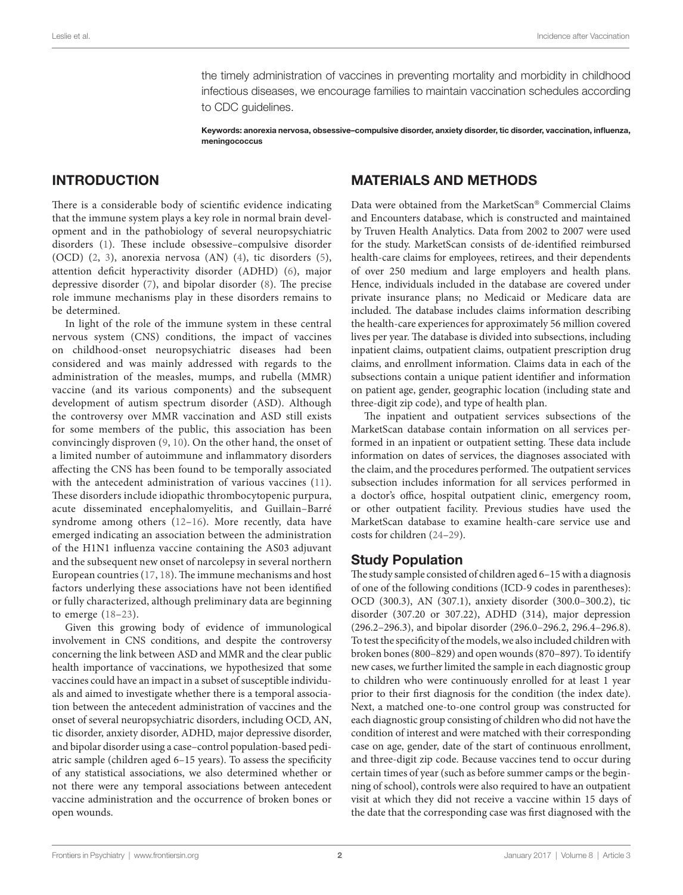the timely administration of vaccines in preventing mortality and morbidity in childhood infectious diseases, we encourage families to maintain vaccination schedules according to CDC guidelines.

**Keywords: anorexia nervosa, obsessive–compulsive disorder, anxiety disorder, tic disorder, vaccination, influenza, meningococcus**

## INTRODUCTION

There is a considerable body of scientific evidence indicating that the immune system plays a key role in normal brain development and in the pathobiology of several neuropsychiatric disorders (1). These include obsessive–compulsive disorder (OCD) (2, 3), anorexia nervosa (AN) (4), tic disorders (5), attention deficit hyperactivity disorder (ADHD) (6), major depressive disorder (7), and bipolar disorder (8). The precise role immune mechanisms play in these disorders remains to be determined.

In light of the role of the immune system in these central nervous system (CNS) conditions, the impact of vaccines on childhood-onset neuropsychiatric diseases had been considered and was mainly addressed with regards to the administration of the measles, mumps, and rubella (MMR) vaccine (and its various components) and the subsequent development of autism spectrum disorder (ASD). Although the controversy over MMR vaccination and ASD still exists for some members of the public, this association has been convincingly disproven (9, 10). On the other hand, the onset of a limited number of autoimmune and inflammatory disorders affecting the CNS has been found to be temporally associated with the antecedent administration of various vaccines (11). These disorders include idiopathic thrombocytopenic purpura, acute disseminated encephalomyelitis, and Guillain–Barré syndrome among others (12–16). More recently, data have emerged indicating an association between the administration of the H1N1 influenza vaccine containing the AS03 adjuvant and the subsequent new onset of narcolepsy in several northern European countries (17, 18). The immune mechanisms and host factors underlying these associations have not been identified or fully characterized, although preliminary data are beginning to emerge (18–23).

Given this growing body of evidence of immunological involvement in CNS conditions, and despite the controversy concerning the link between ASD and MMR and the clear public health importance of vaccinations, we hypothesized that some vaccines could have an impact in a subset of susceptible individuals and aimed to investigate whether there is a temporal association between the antecedent administration of vaccines and the onset of several neuropsychiatric disorders, including OCD, AN, tic disorder, anxiety disorder, ADHD, major depressive disorder, and bipolar disorder using a case–control population-based pediatric sample (children aged 6–15 years). To assess the specificity of any statistical associations, we also determined whether or not there were any temporal associations between antecedent vaccine administration and the occurrence of broken bones or open wounds.

## MATERIALS AND METHODS

Data were obtained from the MarketScan® Commercial Claims and Encounters database, which is constructed and maintained by Truven Health Analytics. Data from 2002 to 2007 were used for the study. MarketScan consists of de-identified reimbursed health-care claims for employees, retirees, and their dependents of over 250 medium and large employers and health plans. Hence, individuals included in the database are covered under private insurance plans; no Medicaid or Medicare data are included. The database includes claims information describing the health-care experiences for approximately 56 million covered lives per year. The database is divided into subsections, including inpatient claims, outpatient claims, outpatient prescription drug claims, and enrollment information. Claims data in each of the subsections contain a unique patient identifier and information on patient age, gender, geographic location (including state and three-digit zip code), and type of health plan.

The inpatient and outpatient services subsections of the MarketScan database contain information on all services performed in an inpatient or outpatient setting. These data include information on dates of services, the diagnoses associated with the claim, and the procedures performed. The outpatient services subsection includes information for all services performed in a doctor's office, hospital outpatient clinic, emergency room, or other outpatient facility. Previous studies have used the MarketScan database to examine health-care service use and costs for children (24–29).

### Study Population

The study sample consisted of children aged 6–15 with a diagnosis of one of the following conditions (ICD-9 codes in parentheses): OCD (300.3), AN (307.1), anxiety disorder (300.0–300.2), tic disorder (307.20 or 307.22), ADHD (314), major depression (296.2–296.3), and bipolar disorder (296.0–296.2, 296.4–296.8). To test the specificity of the models, we also included children with broken bones (800–829) and open wounds (870–897). To identify new cases, we further limited the sample in each diagnostic group to children who were continuously enrolled for at least 1 year prior to their first diagnosis for the condition (the index date). Next, a matched one-to-one control group was constructed for each diagnostic group consisting of children who did not have the condition of interest and were matched with their corresponding case on age, gender, date of the start of continuous enrollment, and three-digit zip code. Because vaccines tend to occur during certain times of year (such as before summer camps or the beginning of school), controls were also required to have an outpatient visit at which they did not receive a vaccine within 15 days of the date that the corresponding case was first diagnosed with the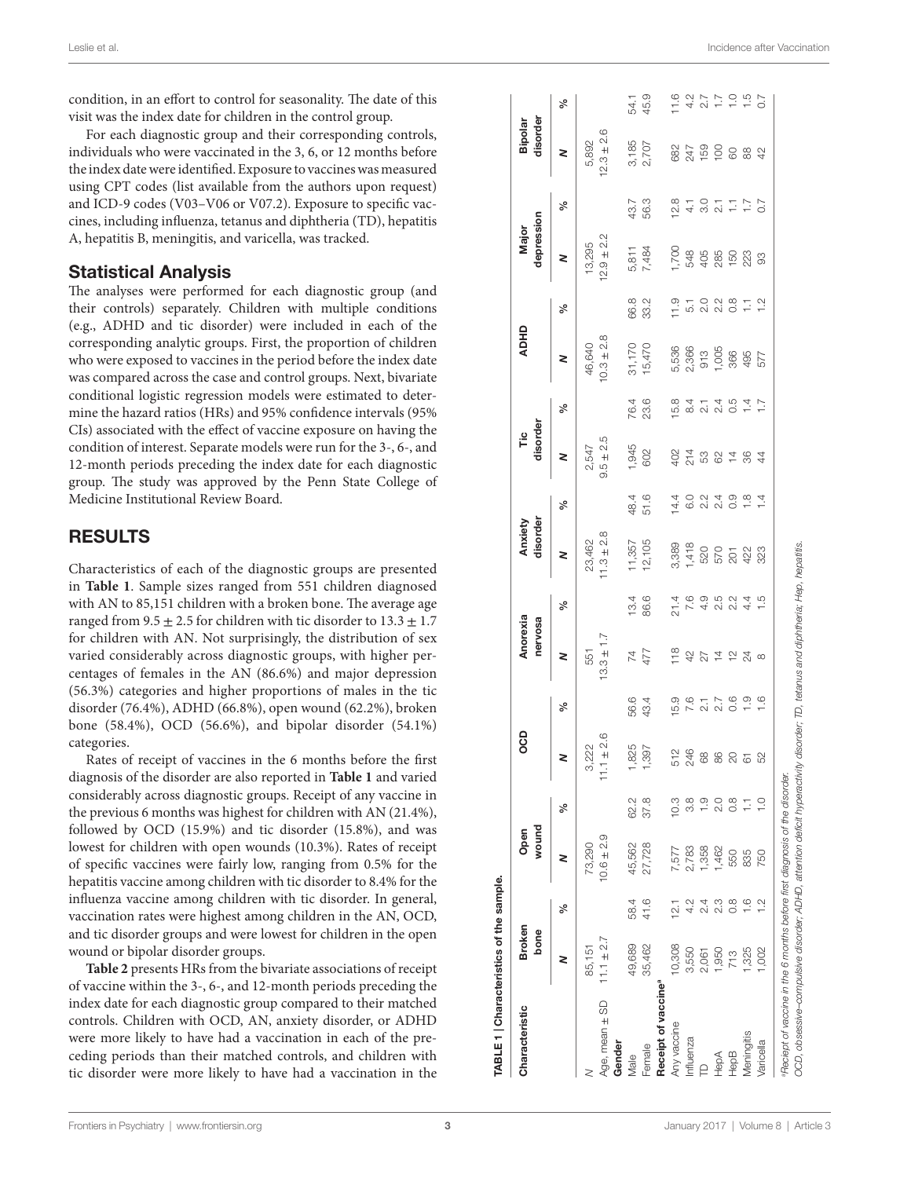condition, in an effort to control for seasonality. The date of this visit was the index date for children in the control group.

For each diagnostic group and their corresponding controls, individuals who were vaccinated in the 3, 6, or 12 months before the index date were identified. Exposure to vaccines was measured using CPT codes (list available from the authors upon request) and ICD-9 codes (V03–V06 or V07.2). Exposure to specific vaccines, including influenza, tetanus and diphtheria (TD), hepatitis A, hepatitis B, meningitis, and varicella, was tracked.

## Statistical Analysis

The analyses were performed for each diagnostic group (and their controls) separately. Children with multiple conditions (e.g., ADHD and tic disorder) were included in each of the corresponding analytic groups. First, the proportion of children who were exposed to vaccines in the period before the index date was compared across the case and control groups. Next, bivariate conditional logistic regression models were estimated to determine the hazard ratios (HRs) and 95% confidence intervals (95% CIs) associated with the effect of vaccine exposure on having the condition of interest. Separate models were run for the 3-, 6-, and 12-month periods preceding the index date for each diagnostic group. The study was approved by the Penn State College of Medicine Institutional Review Board.

## RESULTS

Characteristics of each of the diagnostic groups are presented in **Table 1**. Sample sizes ranged from 551 children diagnosed with AN to 85,151 children with a broken bone. The average age ranged from $9.5 \pm 2.5$ for children with tic disorder to $13.3 \pm 1.7$ for children with AN. Not surprisingly, the distribution of sex varied considerably across diagnostic groups, with higher percentages of females in the AN (86.6%) and major depression (56.3%) categories and higher proportions of males in the tic disorder (76.4%), ADHD (66.8%), open wound (62.2%), broken bone (58.4%), OCD (56.6%), and bipolar disorder (54.1%) categories.

Rates of receipt of vaccines in the 6 months before the first diagnosis of the disorder are also reported in **Table 1** and varied considerably across diagnostic groups. Receipt of any vaccine in the previous 6 months was highest for children with AN (21.4%), followed by OCD (15.9%) and tic disorder (15.8%), and was lowest for children with open wounds (10.3%). Rates of receipt of specific vaccines were fairly low, ranging from 0.5% for the hepatitis vaccine among children with tic disorder to 8.4% for the influenza vaccine among children with tic disorder. In general, vaccination rates were highest among children in the AN, OCD, and tic disorder groups and were lowest for children in the open wound or bipolar disorder groups.

**Table 2** presents HRs from the bivariate associations of receipt of vaccine within the 3-, 6-, and 12-month periods preceding the index date for each diagnostic group compared to their matched controls. Children with OCD, AN, anxiety disorder, or ADHD were more likely to have had a vaccination in each of the preceding periods than their matched controls, and children with tic disorder were more likely to have had a vaccination in the

**TABLE 1** | Characteristics of the sample.

| Characteristic | Broken bone | | Open wound | | OCD | | Anorexia nervosa | | Anxiety disorder | | Tic disorder | | ADHD | | Major depression | | Bipolar disorder | |
|---|---|---|---|---|---|---|---|---|---|---|---|---|---|---|---|---|---|---|
| | N | % | N | % | N | % | N | % | N | % | N | % | N | % | N | % | N | % |
| N | 85,151 | | 73,290 | | 3,222 | | 551 | | 23,462 | | 2,547 | | 46,640 | | 13,295 | | 5,892 | |
| Age, mean ± SD | 11.1 ± 2.7 | | 10.6 ± 2.9 | | 11.1 ± 2.6 | | 13.3 ± 1.7 | | 11.3 ± 2.8 | | 9.5 ± 2.5 | | 10.3 ± 2.8 | | 12.9 ± 2.2 | | 12.3 ± 2.6 | |
| **Gender** | | | | | | | | | | | | | | | | | | |
| Male | 49,689 | 58.4 | 45,562 | 62.2 | 1,825 | 56.6 | 74 | 13.4 | 11,357 | 48.4 | 1,945 | 76.4 | 31,170 | 66.8 | 5,811 | 43.7 | 3,185 | 54.1 |
| Female | 35,462 | 41.6 | 27,728 | 37.8 | 1,397 | 43.4 | 477 | 86.6 | 12,105 | 51.6 | 602 | 23.6 | 15,470 | 33.2 | 7,484 | 56.3 | 2,707 | 45.9 |
| **Receipt of vaccine**[a] | | | | | | | | | | | | | | | | | | |
| Any vaccine | 10,308 | 12.1 | 7,577 | 10.3 | 512 | 15.9 | 118 | 21.4 | 3,389 | 14.4 | 402 | 15.8 | 5,536 | 11.9 | 1,700 | 12.8 | 682 | 11.6 |
| Influenza | 3,550 | 4.2 | 2,783 | 3.8 | 246 | 7.6 | 42 | 7.6 | 1,418 | 6.0 | 214 | 8.4 | 2,366 | 5.1 | 548 | 4.1 | 247 | 4.2 |
| TD | 2,061 | 2.4 | 1,358 | 1.9 | 68 | 2.1 | 27 | 4.9 | 520 | 2.2 | 53 | 2.1 | 913 | 2.0 | 405 | 3.0 | 159 | 2.7 |
| HepA | 1,950 | 2.3 | 1,462 | 2.0 | 86 | 2.7 | 14 | 2.5 | 570 | 2.4 | 62 | 2.4 | 1,005 | 2.2 | 285 | 2.1 | 100 | 1.7 |
| HepB | 713 | 0.8 | 550 | 0.8 | 20 | 0.6 | 12 | 2.2 | 201 | 0.9 | 14 | 0.5 | 366 | 0.8 | 150 | 1.1 | 60 | 1.0 |
| Meningitis | 1,325 | 1.6 | 835 | 1.1 | 61 | 1.9 | 24 | 4.4 | 422 | 1.8 | 36 | 1.4 | 495 | 1.1 | 223 | 1.7 | 88 | 1.5 |
| Varicella | 1,002 | 1.2 | 750 | 1.0 | 52 | 1.6 | 8 | 1.5 | 323 | 1.4 | 44 | 1.7 | 577 | 1.2 | 93 | 0.7 | 42 | 0.7 |

[a]Receipt of vaccine in the 6 months before first diagnosis of the disorder.

OCD, obsessive–compulsive disorder; ADHD, attention deficit hyperactivity disorder; TD, tetanus and diphtheria; Hep, hepatitis.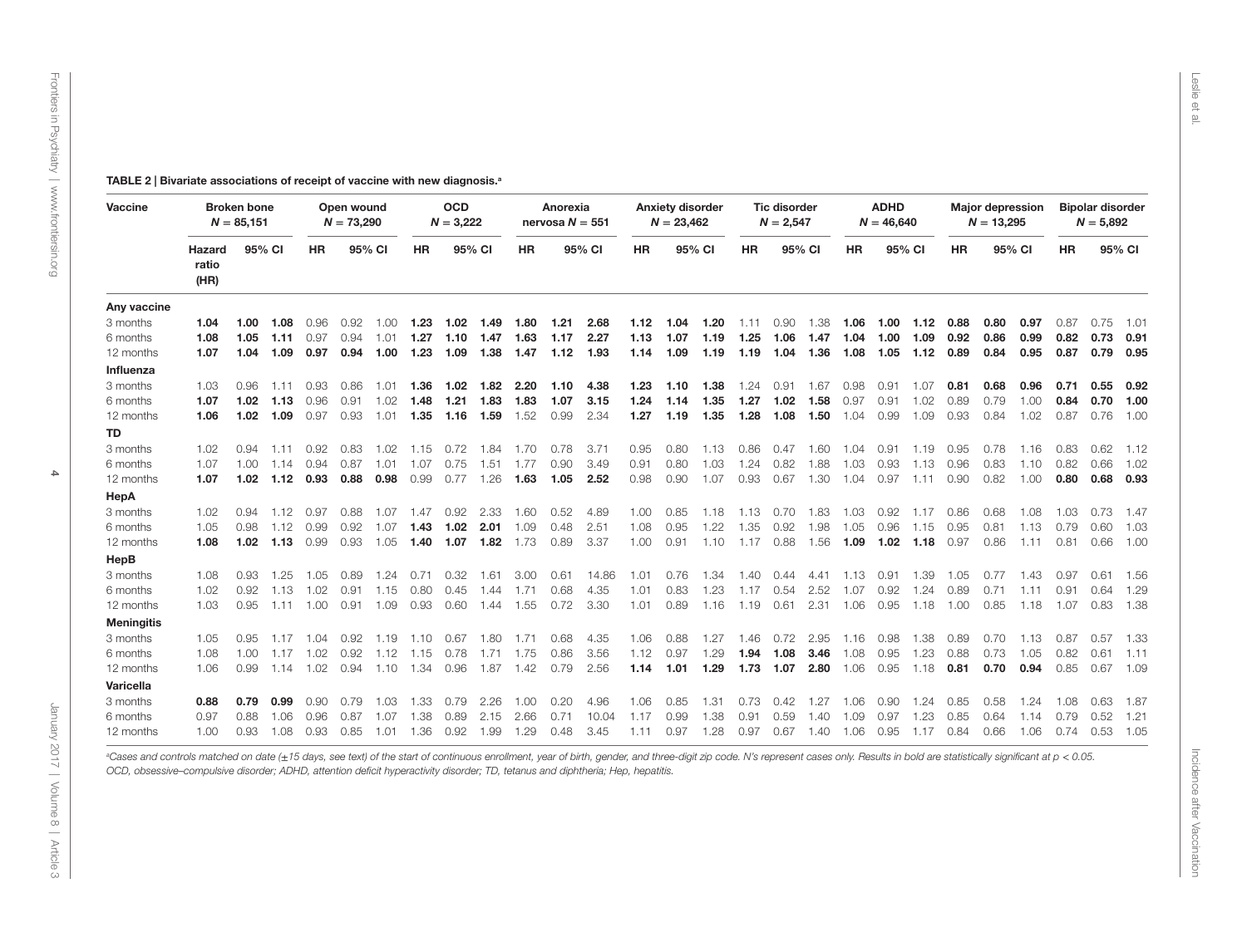**TABLE 2 | Bivariate associations of receipt of vaccine with new diagnosis.[a]**

| Vaccine | Broken bone $N = 85,151$ | | | Open wound $N = 73,290$ | | | OCD $N = 3,222$ | | | Anorexia nervosa $N = 551$ | | | Anxiety disorder $N = 23,462$ | | | Tic disorder $N = 2,547$ | | | ADHD $N = 46,640$ | | | Major depression $N = 13,295$ | | | Bipolar disorder $N = 5,892$ | | |
|---|---|---|---|---|---|---|---|---|---|---|---|---|---|---|---|---|---|---|---|---|---|---|---|---|---|---|---|
| | Hazard ratio (HR) | 95% CI | | HR | 95% CI | | HR | 95% CI | | HR | 95% CI | | HR | 95% CI | | HR | 95% CI | | HR | 95% CI | | HR | 95% CI | | HR | 95% CI | |
| **Any vaccine** | | | | | | | | | | | | | | | | | | | | | | | | | | | |
| 3 months | **1.04** | **1.00** | **1.08** | 0.96 | 0.92 | 1.00 | **1.23** | **1.02** | **1.49** | **1.80** | **1.21** | **2.68** | **1.12** | **1.04** | **1.20** | 1.11 | 0.90 | 1.38 | **1.06** | **1.00** | **1.12** | **0.88** | **0.80** | **0.97** | 0.87 | 0.75 | 1.01 |
| 6 months | **1.08** | **1.05** | **1.11** | 0.97 | 0.94 | 1.01 | **1.27** | **1.10** | **1.47** | **1.63** | **1.17** | **2.27** | **1.13** | **1.07** | **1.19** | **1.25** | **1.06** | **1.47** | **1.04** | **1.00** | **1.09** | **0.92** | **0.86** | **0.99** | **0.82** | **0.73** | **0.91** |
| 12 months | **1.07** | **1.04** | **1.09** | **0.97** | **0.94** | **1.00** | **1.23** | **1.09** | **1.38** | **1.47** | **1.12** | **1.93** | **1.14** | **1.09** | **1.19** | **1.19** | **1.04** | **1.36** | **1.08** | **1.05** | **1.12** | **0.89** | **0.84** | **0.95** | **0.87** | **0.79** | **0.95** |
| **Influenza** | | | | | | | | | | | | | | | | | | | | | | | | | | | |
| 3 months | 1.03 | 0.96 | 1.11 | 0.93 | 0.86 | 1.01 | **1.36** | **1.02** | **1.82** | **2.20** | **1.10** | **4.38** | **1.23** | **1.10** | **1.38** | 1.24 | 0.91 | 1.67 | 0.98 | 0.91 | 1.07 | **0.81** | **0.68** | **0.96** | **0.71** | **0.55** | **0.92** |
| 6 months | **1.07** | **1.02** | **1.13** | 0.96 | 0.91 | 1.02 | **1.48** | **1.21** | **1.83** | **1.83** | **1.07** | **3.15** | **1.24** | **1.14** | **1.35** | **1.27** | **1.02** | **1.58** | 0.97 | 0.91 | 1.02 | 0.89 | 0.79 | 1.00 | **0.84** | **0.70** | **1.00** |
| 12 months | **1.06** | **1.02** | **1.09** | 0.97 | 0.93 | 1.01 | **1.35** | **1.16** | **1.59** | 1.52 | 0.99 | 2.34 | **1.27** | **1.19** | **1.35** | **1.28** | **1.08** | **1.50** | 1.04 | 0.99 | 1.09 | 0.93 | 0.84 | 1.02 | 0.87 | 0.76 | 1.00 |
| **TD** | | | | | | | | | | | | | | | | | | | | | | | | | | | |
| 3 months | 1.02 | 0.94 | 1.11 | 0.92 | 0.83 | 1.02 | 1.15 | 0.72 | 1.84 | 1.70 | 0.78 | 3.71 | 0.95 | 0.80 | 1.13 | 0.86 | 0.47 | 1.60 | 1.04 | 0.91 | 1.19 | 0.95 | 0.78 | 1.16 | 0.83 | 0.62 | 1.12 |
| 6 months | 1.07 | 1.00 | 1.14 | 0.94 | 0.87 | 1.01 | 1.07 | 0.75 | 1.51 | 1.77 | 0.90 | 3.49 | 0.91 | 0.80 | 1.03 | 1.24 | 0.82 | 1.88 | 1.03 | 0.93 | 1.13 | 0.96 | 0.83 | 1.10 | 0.82 | 0.66 | 1.02 |
| 12 months | **1.07** | **1.02** | **1.12** | **0.93** | **0.88** | **0.98** | 0.99 | 0.77 | 1.26 | **1.63** | **1.05** | **2.52** | 0.98 | 0.90 | 1.07 | 0.93 | 0.67 | 1.30 | 1.04 | 0.97 | 1.11 | 0.90 | 0.82 | 1.00 | **0.80** | **0.68** | **0.93** |
| **HepA** | | | | | | | | | | | | | | | | | | | | | | | | | | | |
| 3 months | 1.02 | 0.94 | 1.12 | 0.97 | 0.88 | 1.07 | 1.47 | 0.92 | 2.33 | 1.60 | 0.52 | 4.89 | 1.00 | 0.85 | 1.18 | 1.13 | 0.70 | 1.83 | 1.03 | 0.92 | 1.17 | 0.86 | 0.68 | 1.08 | 1.03 | 0.73 | 1.47 |
| 6 months | 1.05 | 0.98 | 1.12 | 0.99 | 0.92 | 1.07 | **1.43** | **1.02** | **2.01** | 1.09 | 0.48 | 2.51 | 1.08 | 0.95 | 1.22 | 1.35 | 0.92 | 1.98 | 1.05 | 0.96 | 1.15 | 0.95 | 0.81 | 1.13 | 0.79 | 0.60 | 1.03 |
| 12 months | **1.08** | **1.02** | **1.13** | 0.99 | 0.93 | 1.05 | **1.40** | **1.07** | **1.82** | 1.73 | 0.89 | 3.37 | 1.00 | 0.91 | 1.10 | 1.17 | 0.88 | 1.56 | **1.09** | **1.02** | **1.18** | 0.97 | 0.86 | 1.11 | 0.81 | 0.66 | 1.00 |
| **HepB** | | | | | | | | | | | | | | | | | | | | | | | | | | | |
| 3 months | 1.08 | 0.93 | 1.25 | 1.05 | 0.89 | 1.24 | 0.71 | 0.32 | 1.61 | 3.00 | 0.61 | 14.86 | 1.01 | 0.76 | 1.34 | 1.40 | 0.44 | 4.41 | 1.13 | 0.91 | 1.39 | 1.05 | 0.77 | 1.43 | 0.97 | 0.61 | 1.56 |
| 6 months | 1.02 | 0.92 | 1.13 | 1.02 | 0.91 | 1.15 | 0.80 | 0.45 | 1.44 | 1.71 | 0.68 | 4.35 | 1.01 | 0.83 | 1.23 | 1.17 | 0.54 | 2.52 | 1.07 | 0.92 | 1.24 | 0.89 | 0.71 | 1.11 | 0.91 | 0.64 | 1.29 |
| 12 months | 1.03 | 0.95 | 1.11 | 1.00 | 0.91 | 1.09 | 0.93 | 0.60 | 1.44 | 1.55 | 0.72 | 3.30 | 1.01 | 0.89 | 1.16 | 1.19 | 0.61 | 2.31 | 1.06 | 0.95 | 1.18 | 1.00 | 0.85 | 1.18 | 1.07 | 0.83 | 1.38 |
| **Meningitis** | | | | | | | | | | | | | | | | | | | | | | | | | | | |
| 3 months | 1.05 | 0.95 | 1.17 | 1.04 | 0.92 | 1.19 | 1.10 | 0.67 | 1.80 | 1.71 | 0.68 | 4.35 | 1.06 | 0.88 | 1.27 | 1.46 | 0.72 | 2.95 | 1.16 | 0.98 | 1.38 | 0.89 | 0.70 | 1.13 | 0.87 | 0.57 | 1.33 |
| 6 months | 1.08 | 1.00 | 1.17 | 1.02 | 0.92 | 1.12 | 1.15 | 0.78 | 1.71 | 1.75 | 0.86 | 3.56 | 1.12 | 0.97 | 1.29 | **1.94** | **1.08** | **3.46** | 1.08 | 0.95 | 1.23 | 0.88 | 0.73 | 1.05 | 0.82 | 0.61 | 1.11 |
| 12 months | 1.06 | 0.99 | 1.14 | 1.02 | 0.94 | 1.10 | 1.34 | 0.96 | 1.87 | 1.42 | 0.79 | 2.56 | **1.14** | **1.01** | **1.29** | **1.73** | **1.07** | **2.80** | 1.06 | 0.95 | 1.18 | **0.81** | **0.70** | **0.94** | 0.85 | 0.67 | 1.09 |
| **Varicella** | | | | | | | | | | | | | | | | | | | | | | | | | | | |
| 3 months | **0.88** | **0.79** | **0.99** | 0.90 | 0.79 | 1.03 | 1.33 | 0.79 | 2.26 | 1.00 | 0.20 | 4.96 | 1.06 | 0.85 | 1.31 | 0.73 | 0.42 | 1.27 | 1.06 | 0.90 | 1.24 | 0.85 | 0.58 | 1.24 | 1.08 | 0.63 | 1.87 |
| 6 months | 0.97 | 0.88 | 1.06 | 0.96 | 0.87 | 1.07 | 1.38 | 0.89 | 2.15 | 2.66 | 0.71 | 10.04 | 1.17 | 0.99 | 1.38 | 0.91 | 0.59 | 1.40 | 1.09 | 0.97 | 1.23 | 0.85 | 0.64 | 1.14 | 0.79 | 0.52 | 1.21 |
| 12 months | 1.00 | 0.93 | 1.08 | 0.93 | 0.85 | 1.01 | 1.36 | 0.92 | 1.99 | 1.29 | 0.48 | 3.45 | 1.11 | 0.97 | 1.28 | 0.97 | 0.67 | 1.40 | 1.06 | 0.95 | 1.17 | 0.84 | 0.66 | 1.06 | 0.74 | 0.53 | 1.05 |

[a]*Cases and controls matched on date (±15 days, see text) of the start of continuous enrollment, year of birth, gender, and three-digit zip code. N's represent cases only. Results in bold are statistically significant at $p < 0.05$.*
*OCD, obsessive–compulsive disorder; ADHD, attention deficit hyperactivity disorder; TD, tetanus and diphtheria; Hep, hepatitis.*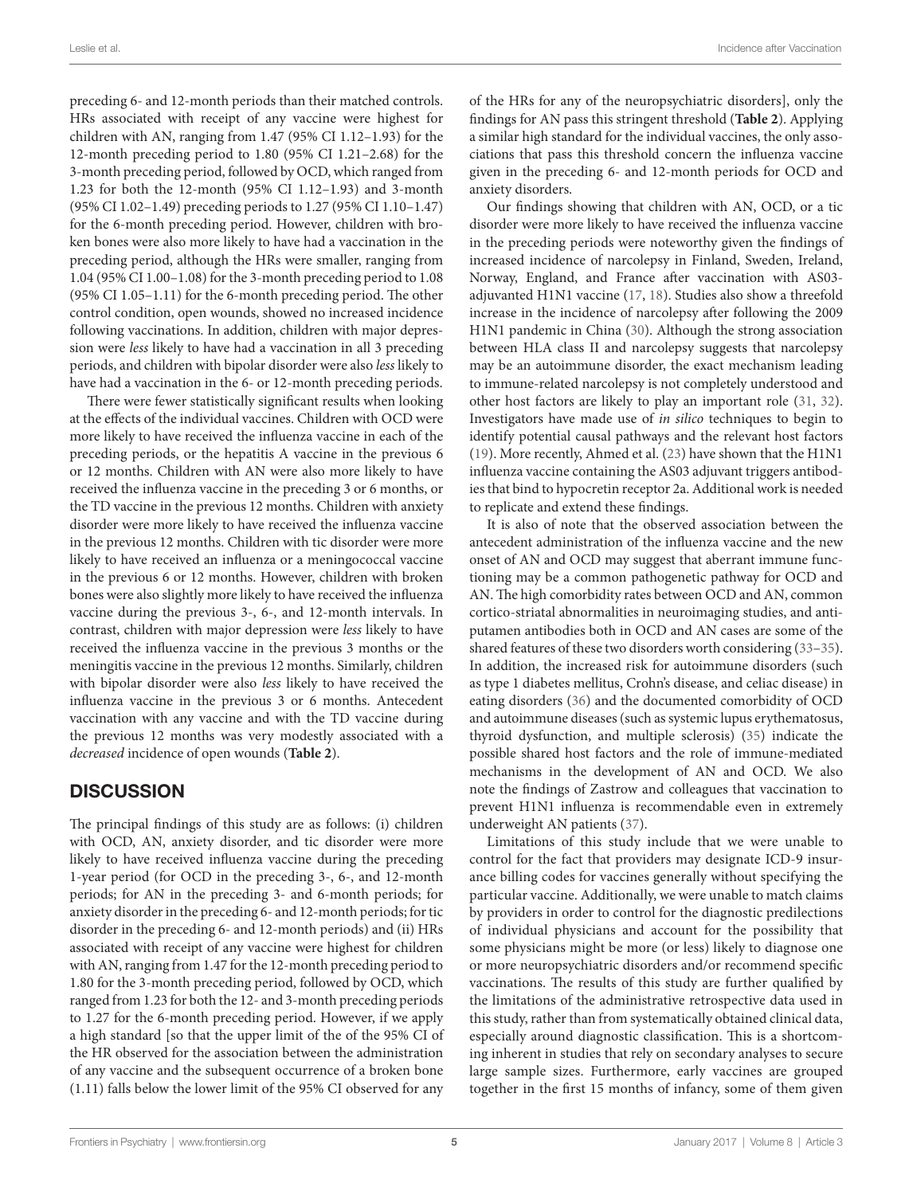preceding 6- and 12-month periods than their matched controls. HRs associated with receipt of any vaccine were highest for children with AN, ranging from 1.47 (95% CI 1.12–1.93) for the 12-month preceding period to 1.80 (95% CI 1.21–2.68) for the 3-month preceding period, followed by OCD, which ranged from 1.23 for both the 12-month (95% CI 1.12–1.93) and 3-month (95% CI 1.02–1.49) preceding periods to 1.27 (95% CI 1.10–1.47) for the 6-month preceding period. However, children with broken bones were also more likely to have had a vaccination in the preceding period, although the HRs were smaller, ranging from 1.04 (95% CI 1.00–1.08) for the 3-month preceding period to 1.08 (95% CI 1.05–1.11) for the 6-month preceding period. The other control condition, open wounds, showed no increased incidence following vaccinations. In addition, children with major depression were *less* likely to have had a vaccination in all 3 preceding periods, and children with bipolar disorder were also *less* likely to have had a vaccination in the 6- or 12-month preceding periods.

There were fewer statistically significant results when looking at the effects of the individual vaccines. Children with OCD were more likely to have received the influenza vaccine in each of the preceding periods, or the hepatitis A vaccine in the previous 6 or 12 months. Children with AN were also more likely to have received the influenza vaccine in the preceding 3 or 6 months, or the TD vaccine in the previous 12 months. Children with anxiety disorder were more likely to have received the influenza vaccine in the previous 12 months. Children with tic disorder were more likely to have received an influenza or a meningococcal vaccine in the previous 6 or 12 months. However, children with broken bones were also slightly more likely to have received the influenza vaccine during the previous 3-, 6-, and 12-month intervals. In contrast, children with major depression were *less* likely to have received the influenza vaccine in the previous 3 months or the meningitis vaccine in the previous 12 months. Similarly, children with bipolar disorder were also *less* likely to have received the influenza vaccine in the previous 3 or 6 months. Antecedent vaccination with any vaccine and with the TD vaccine during the previous 12 months was very modestly associated with a *decreased* incidence of open wounds (**Table 2**).

## DISCUSSION

The principal findings of this study are as follows: (i) children with OCD, AN, anxiety disorder, and tic disorder were more likely to have received influenza vaccine during the preceding 1-year period (for OCD in the preceding 3-, 6-, and 12-month periods; for AN in the preceding 3- and 6-month periods; for anxiety disorder in the preceding 6- and 12-month periods; for tic disorder in the preceding 6- and 12-month periods) and (ii) HRs associated with receipt of any vaccine were highest for children with AN, ranging from 1.47 for the 12-month preceding period to 1.80 for the 3-month preceding period, followed by OCD, which ranged from 1.23 for both the 12- and 3-month preceding periods to 1.27 for the 6-month preceding period. However, if we apply a high standard [so that the upper limit of the of the 95% CI of the HR observed for the association between the administration of any vaccine and the subsequent occurrence of a broken bone (1.11) falls below the lower limit of the 95% CI observed for any of the HRs for any of the neuropsychiatric disorders], only the findings for AN pass this stringent threshold (**Table 2**). Applying a similar high standard for the individual vaccines, the only associations that pass this threshold concern the influenza vaccine given in the preceding 6- and 12-month periods for OCD and anxiety disorders.

Our findings showing that children with AN, OCD, or a tic disorder were more likely to have received the influenza vaccine in the preceding periods were noteworthy given the findings of increased incidence of narcolepsy in Finland, Sweden, Ireland, Norway, England, and France after vaccination with AS03-adjuvanted H1N1 vaccine (17, 18). Studies also show a threefold increase in the incidence of narcolepsy after following the 2009 H1N1 pandemic in China (30). Although the strong association between HLA class II and narcolepsy suggests that narcolepsy may be an autoimmune disorder, the exact mechanism leading to immune-related narcolepsy is not completely understood and other host factors are likely to play an important role (31, 32). Investigators have made use of *in silico* techniques to begin to identify potential causal pathways and the relevant host factors (19). More recently, Ahmed et al. (23) have shown that the H1N1 influenza vaccine containing the AS03 adjuvant triggers antibodies that bind to hypocretin receptor 2a. Additional work is needed to replicate and extend these findings.

It is also of note that the observed association between the antecedent administration of the influenza vaccine and the new onset of AN and OCD may suggest that aberrant immune functioning may be a common pathogenetic pathway for OCD and AN. The high comorbidity rates between OCD and AN, common cortico-striatal abnormalities in neuroimaging studies, and anti-putamen antibodies both in OCD and AN cases are some of the shared features of these two disorders worth considering (33–35). In addition, the increased risk for autoimmune disorders (such as type 1 diabetes mellitus, Crohn's disease, and celiac disease) in eating disorders (36) and the documented comorbidity of OCD and autoimmune diseases (such as systemic lupus erythematosus, thyroid dysfunction, and multiple sclerosis) (35) indicate the possible shared host factors and the role of immune-mediated mechanisms in the development of AN and OCD. We also note the findings of Zastrow and colleagues that vaccination to prevent H1N1 influenza is recommendable even in extremely underweight AN patients (37).

Limitations of this study include that we were unable to control for the fact that providers may designate ICD-9 insurance billing codes for vaccines generally without specifying the particular vaccine. Additionally, we were unable to match claims by providers in order to control for the diagnostic predilections of individual physicians and account for the possibility that some physicians might be more (or less) likely to diagnose one or more neuropsychiatric disorders and/or recommend specific vaccinations. The results of this study are further qualified by the limitations of the administrative retrospective data used in this study, rather than from systematically obtained clinical data, especially around diagnostic classification. This is a shortcoming inherent in studies that rely on secondary analyses to secure large sample sizes. Furthermore, early vaccines are grouped together in the first 15 months of infancy, some of them given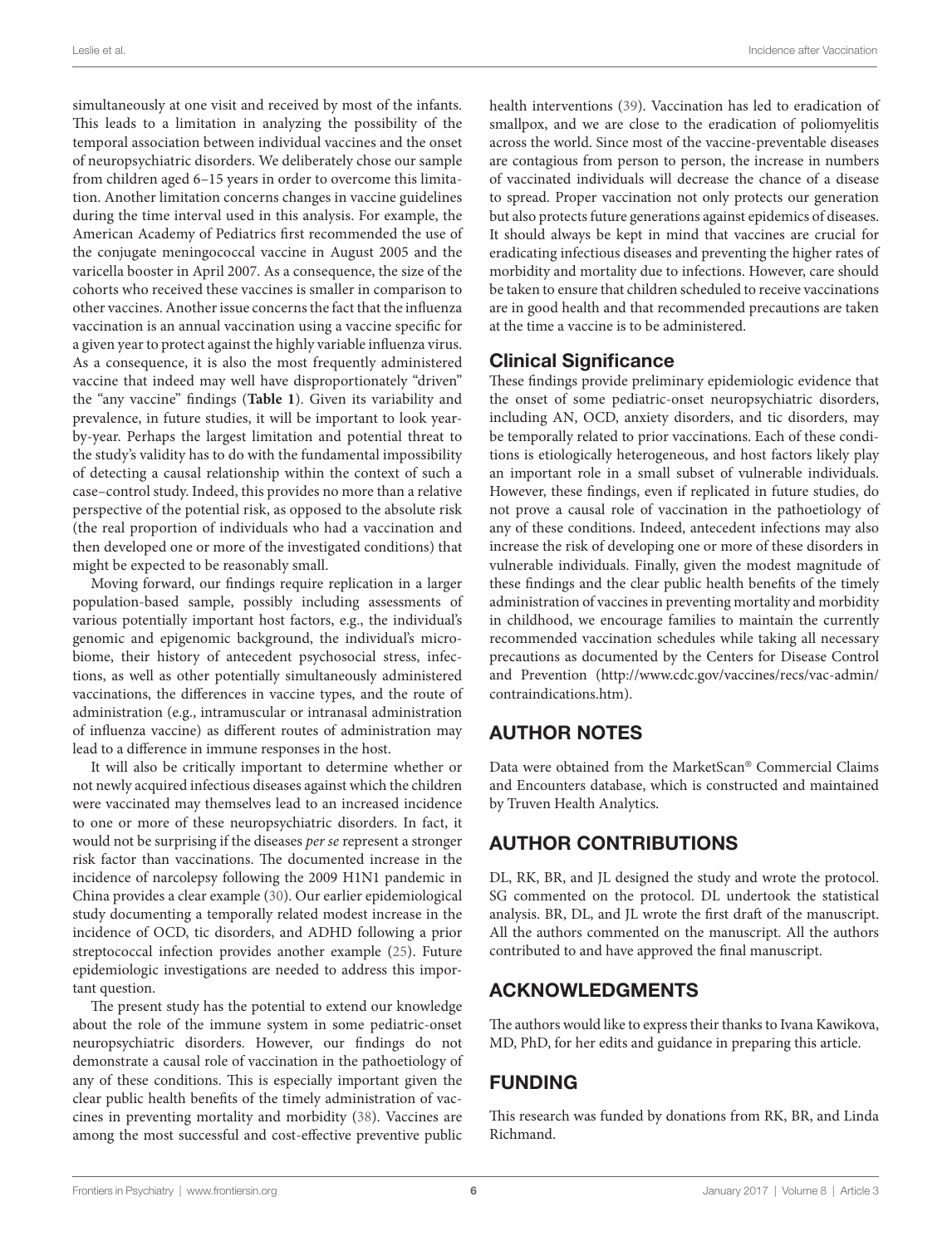simultaneously at one visit and received by most of the infants. This leads to a limitation in analyzing the possibility of the temporal association between individual vaccines and the onset of neuropsychiatric disorders. We deliberately chose our sample from children aged 6–15 years in order to overcome this limitation. Another limitation concerns changes in vaccine guidelines during the time interval used in this analysis. For example, the American Academy of Pediatrics first recommended the use of the conjugate meningococcal vaccine in August 2005 and the varicella booster in April 2007. As a consequence, the size of the cohorts who received these vaccines is smaller in comparison to other vaccines. Another issue concerns the fact that the influenza vaccination is an annual vaccination using a vaccine specific for a given year to protect against the highly variable influenza virus. As a consequence, it is also the most frequently administered vaccine that indeed may well have disproportionately "driven" the "any vaccine" findings (**Table 1**). Given its variability and prevalence, in future studies, it will be important to look year-by-year. Perhaps the largest limitation and potential threat to the study's validity has to do with the fundamental impossibility of detecting a causal relationship within the context of such a case–control study. Indeed, this provides no more than a relative perspective of the potential risk, as opposed to the absolute risk (the real proportion of individuals who had a vaccination and then developed one or more of the investigated conditions) that might be expected to be reasonably small.

Moving forward, our findings require replication in a larger population-based sample, possibly including assessments of various potentially important host factors, e.g., the individual's genomic and epigenomic background, the individual's microbiome, their history of antecedent psychosocial stress, infections, as well as other potentially simultaneously administered vaccinations, the differences in vaccine types, and the route of administration (e.g., intramuscular or intranasal administration of influenza vaccine) as different routes of administration may lead to a difference in immune responses in the host.

It will also be critically important to determine whether or not newly acquired infectious diseases against which the children were vaccinated may themselves lead to an increased incidence to one or more of these neuropsychiatric disorders. In fact, it would not be surprising if the diseases *per se* represent a stronger risk factor than vaccinations. The documented increase in the incidence of narcolepsy following the 2009 H1N1 pandemic in China provides a clear example (30). Our earlier epidemiological study documenting a temporally related modest increase in the incidence of OCD, tic disorders, and ADHD following a prior streptococcal infection provides another example (25). Future epidemiologic investigations are needed to address this important question.

The present study has the potential to extend our knowledge about the role of the immune system in some pediatric-onset neuropsychiatric disorders. However, our findings do not demonstrate a causal role of vaccination in the pathoetiology of any of these conditions. This is especially important given the clear public health benefits of the timely administration of vaccines in preventing mortality and morbidity (38). Vaccines are among the most successful and cost-effective preventive public health interventions (39). Vaccination has led to eradication of smallpox, and we are close to the eradication of poliomyelitis across the world. Since most of the vaccine-preventable diseases are contagious from person to person, the increase in numbers of vaccinated individuals will decrease the chance of a disease to spread. Proper vaccination not only protects our generation but also protects future generations against epidemics of diseases. It should always be kept in mind that vaccines are crucial for eradicating infectious diseases and preventing the higher rates of morbidity and mortality due to infections. However, care should be taken to ensure that children scheduled to receive vaccinations are in good health and that recommended precautions are taken at the time a vaccine is to be administered.

### Clinical Significance

These findings provide preliminary epidemiologic evidence that the onset of some pediatric-onset neuropsychiatric disorders, including AN, OCD, anxiety disorders, and tic disorders, may be temporally related to prior vaccinations. Each of these conditions is etiologically heterogeneous, and host factors likely play an important role in a small subset of vulnerable individuals. However, these findings, even if replicated in future studies, do not prove a causal role of vaccination in the pathoetiology of any of these conditions. Indeed, antecedent infections may also increase the risk of developing one or more of these disorders in vulnerable individuals. Finally, given the modest magnitude of these findings and the clear public health benefits of the timely administration of vaccines in preventing mortality and morbidity in childhood, we encourage families to maintain the currently recommended vaccination schedules while taking all necessary precautions as documented by the Centers for Disease Control and Prevention (http://www.cdc.gov/vaccines/recs/vac-admin/contraindications.htm).

## AUTHOR NOTES

Data were obtained from the MarketScan® Commercial Claims and Encounters database, which is constructed and maintained by Truven Health Analytics.

## AUTHOR CONTRIBUTIONS

DL, RK, BR, and JL designed the study and wrote the protocol. SG commented on the protocol. DL undertook the statistical analysis. BR, DL, and JL wrote the first draft of the manuscript. All the authors commented on the manuscript. All the authors contributed to and have approved the final manuscript.

## ACKNOWLEDGMENTS

The authors would like to express their thanks to Ivana Kawikova, MD, PhD, for her edits and guidance in preparing this article.

## FUNDING

This research was funded by donations from RK, BR, and Linda Richmand.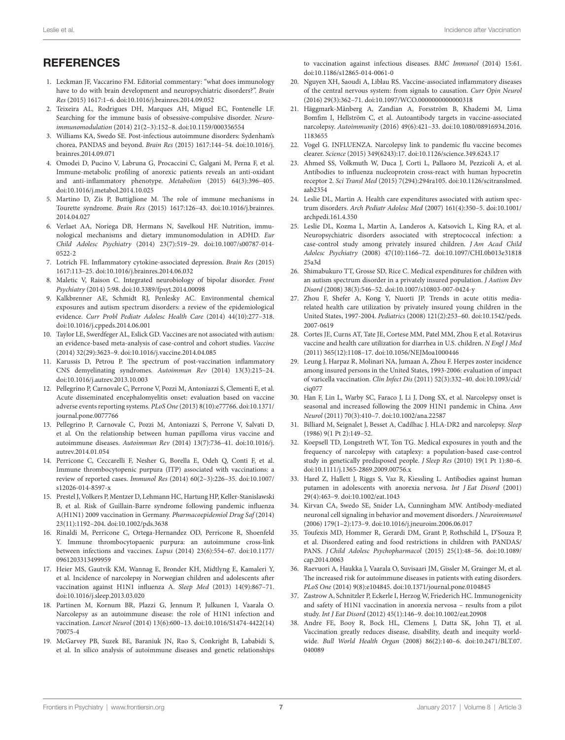## REFERENCES

1. Leckman JF, Vaccarino FM. Editorial commentary: "what does immunology have to do with brain development and neuropsychiatric disorders?". *Brain Res* (2015) 1617:1–6. doi:10.1016/j.brainres.2014.09.052
2. Teixeira AL, Rodrigues DH, Marques AH, Miguel EC, Fontenelle LF. Searching for the immune basis of obsessive-compulsive disorder. *Neuroimmunomodulation* (2014) 21(2–3):152–8. doi:10.1159/000356554
3. Williams KA, Swedo SE. Post-infectious autoimmune disorders: Sydenham's chorea, PANDAS and beyond. *Brain Res* (2015) 1617:144–54. doi:10.1016/j.brainres.2014.09.071
4. Omodei D, Pucino V, Labruna G, Procaccini C, Galgani M, Perna F, et al. Immune-metabolic profiling of anorexic patients reveals an anti-oxidant and anti-inflammatory phenotype. *Metabolism* (2015) 64(3):396–405. doi:10.1016/j.metabol.2014.10.025
5. Martino D, Zis P, Buttiglione M. The role of immune mechanisms in Tourette syndrome. *Brain Res* (2015) 1617:126–43. doi:10.1016/j.brainres.2014.04.027
6. Verlaet AA, Noriega DB, Hermans N, Savelkoul HF. Nutrition, immunological mechanisms and dietary immunomodulation in ADHD. *Eur Child Adolesc Psychiatry* (2014) 23(7):519–29. doi:10.1007/s00787-014-0522-2
7. Lotrich FE. Inflammatory cytokine-associated depression. *Brain Res* (2015) 1617:113–25. doi:10.1016/j.brainres.2014.06.032
8. Maletic V, Raison C. Integrated neurobiology of bipolar disorder. *Front Psychiatry* (2014) 5:98. doi:10.3389/fpsyt.2014.00098
9. Kalkbrenner AE, Schmidt RJ, Penlesky AC. Environmental chemical exposures and autism spectrum disorders: a review of the epidemiological evidence. *Curr Probl Pediatr Adolesc Health Care* (2014) 44(10):277–318. doi:10.1016/j.cppeds.2014.06.001
10. Taylor LE, Swerdfeger AL, Eslick GD. Vaccines are not associated with autism: an evidence-based meta-analysis of case-control and cohort studies. *Vaccine* (2014) 32(29):3623–9. doi:10.1016/j.vaccine.2014.04.085
11. Karussis D, Petrou P. The spectrum of post-vaccination inflammatory CNS demyelinating syndromes. *Autoimmun Rev* (2014) 13(3):215–24. doi:10.1016/j.autrev.2013.10.003
12. Pellegrino P, Carnovale C, Perrone V, Pozzi M, Antoniazzi S, Clementi E, et al. Acute disseminated encephalomyelitis onset: evaluation based on vaccine adverse events reporting systems. *PLoS One* (2013) 8(10):e77766. doi:10.1371/journal.pone.0077766
13. Pellegrino P, Carnovale C, Pozzi M, Antoniazzi S, Perrone V, Salvati D, et al. On the relationship between human papilloma virus vaccine and autoimmune diseases. *Autoimmun Rev* (2014) 13(7):736–41. doi:10.1016/j.autrev.2014.01.054
14. Perricone C, Ceccarelli F, Nesher G, Borella E, Odeh Q, Conti F, et al. Immune thrombocytopenic purpura (ITP) associated with vaccinations: a review of reported cases. *Immunol Res* (2014) 60(2–3):226–35. doi:10.1007/s12026-014-8597-x
15. Prestel J, Volkers P, Mentzer D, Lehmann HC, Hartung HP, Keller-Stanislawski B, et al. Risk of Guillain-Barre syndrome following pandemic influenza A(H1N1) 2009 vaccination in Germany. *Pharmacoepidemiol Drug Saf* (2014) 23(11):1192–204. doi:10.1002/pds.3638
16. Rinaldi M, Perricone C, Ortega-Hernandez OD, Perricone R, Shoenfeld Y. Immune thrombocytopaenic purpura: an autoimmune cross-link between infections and vaccines. *Lupus* (2014) 23(6):554–67. doi:10.1177/0961203313499959
17. Heier MS, Gautvik KM, Wannag E, Bronder KH, Midtlyng E, Kamaleri Y, et al. Incidence of narcolepsy in Norwegian children and adolescents after vaccination against H1N1 influenza A. *Sleep Med* (2013) 14(9):867–71. doi:10.1016/j.sleep.2013.03.020
18. Partinen M, Kornum BR, Plazzi G, Jennum P, Julkunen I, Vaarala O. Narcolepsy as an autoimmune disease: the role of H1N1 infection and vaccination. *Lancet Neurol* (2014) 13(6):600–13. doi:10.1016/S1474-4422(14)70075-4
19. McGarvey PB, Suzek BE, Baraniuk JN, Rao S, Conkright B, Lababidi S, et al. In silico analysis of autoimmune diseases and genetic relationships to vaccination against infectious diseases. *BMC Immunol* (2014) 15:61. doi:10.1186/s12865-014-0061-0
20. Nguyen XH, Saoudi A, Liblau RS. Vaccine-associated inflammatory diseases of the central nervous system: from signals to causation. *Curr Opin Neurol* (2016) 29(3):362–71. doi:10.1097/WCO.0000000000000318
21. Häggmark-Månberg A, Zandian A, Forsström B, Khademi M, Lima Bomfim I, Hellström C, et al. Autoantibody targets in vaccine-associated narcolepsy. *Autoimmunity* (2016) 49(6):421–33. doi:10.1080/08916934.2016.1183655
22. Vogel G. INFLUENZA. Narcolepsy link to pandemic flu vaccine becomes clearer. *Science* (2015) 349(6243):17. doi:10.1126/science.349.6243.17
23. Ahmed SS, Volkmuth W, Duca J, Corti L, Pallaoro M, Pezzicoli A, et al. Antibodies to influenza nucleoprotein cross-react with human hypocretin receptor 2. *Sci Transl Med* (2015) 7(294):294ra105. doi:10.1126/scitranslmed.aab2354
24. Leslie DL, Martin A. Health care expenditures associated with autism spectrum disorders. *Arch Pediatr Adolesc Med* (2007) 161(4):350–5. doi:10.1001/archpedi.161.4.350
25. Leslie DL, Kozma L, Martin A, Landeros A, Katsovich L, King RA, et al. Neuropsychiatric disorders associated with streptococcal infection: a case-control study among privately insured children. *J Am Acad Child Adolesc Psychiatry* (2008) 47(10):1166–72. doi:10.1097/CHI.0b013e3181825a3d
26. Shimabukuro TT, Grosse SD, Rice C. Medical expenditures for children with an autism spectrum disorder in a privately insured population. *J Autism Dev Disord* (2008) 38(3):546–52. doi:10.1007/s10803-007-0424-y
27. Zhou F, Shefer A, Kong Y, Nuorti JP. Trends in acute otitis media-related health care utilization by privately insured young children in the United States, 1997-2004. *Pediatrics* (2008) 121(2):253–60. doi:10.1542/peds.2007-0619
28. Cortes JE, Curns AT, Tate JE, Cortese MM, Patel MM, Zhou F, et al. Rotavirus vaccine and health care utilization for diarrhea in U.S. children. *N Engl J Med* (2011) 365(12):1108–17. doi:10.1056/NEJMoa1000446
29. Leung J, Harpaz R, Molinari NA, Jumaan A, Zhou F. Herpes zoster incidence among insured persons in the United States, 1993-2006: evaluation of impact of varicella vaccination. *Clin Infect Dis* (2011) 52(3):332–40. doi:10.1093/cid/ciq077
30. Han F, Lin L, Warby SC, Faraco J, Li J, Dong SX, et al. Narcolepsy onset is seasonal and increased following the 2009 H1N1 pandemic in China. *Ann Neurol* (2011) 70(3):410–7. doi:10.1002/ana.22587
31. Billiard M, Seignalet J, Besset A, Cadilhac J. HLA-DR2 and narcolepsy. *Sleep* (1986) 9(1 Pt 2):149–52.
32. Koepsell TD, Longstreth WT, Ton TG. Medical exposures in youth and the frequency of narcolepsy with cataplexy: a population-based case-control study in genetically predisposed people. *J Sleep Res* (2010) 19(1 Pt 1):80–6. doi:10.1111/j.1365-2869.2009.00756.x
33. Harel Z, Hallett J, Riggs S, Vaz R, Kiessling L. Antibodies against human putamen in adolescents with anorexia nervosa. *Int J Eat Disord* (2001) 29(4):463–9. doi:10.1002/eat.1043
34. Kirvan CA, Swedo SE, Snider LA, Cunningham MW. Antibody-mediated neuronal cell signaling in behavior and movement disorders. *J Neuroimmunol* (2006) 179(1–2):173–9. doi:10.1016/j.jneuroim.2006.06.017
35. Toufexis MD, Hommer R, Gerardi DM, Grant P, Rothschild L, D'Souza P, et al. Disordered eating and food restrictions in children with PANDAS/PANS. *J Child Adolesc Psychopharmacol* (2015) 25(1):48–56. doi:10.1089/cap.2014.0063
36. Raevuori A, Haukka J, Vaarala O, Suvisaari JM, Gissler M, Grainger M, et al. The increased risk for autoimmune diseases in patients with eating disorders. *PLoS One* (2014) 9(8):e104845. doi:10.1371/journal.pone.0104845
37. Zastrow A, Schnitzler P, Eckerle I, Herzog W, Friederich HC. Immunogenicity and safety of H1N1 vaccination in anorexia nervosa – results from a pilot study. *Int J Eat Disord* (2012) 45(1):146–9. doi:10.1002/eat.20908
38. Andre FE, Booy R, Bock HL, Clemens J, Datta SK, John TJ, et al. Vaccination greatly reduces disease, disability, death and inequity worldwide. *Bull World Health Organ* (2008) 86(2):140–6. doi:10.2471/BLT.07.040089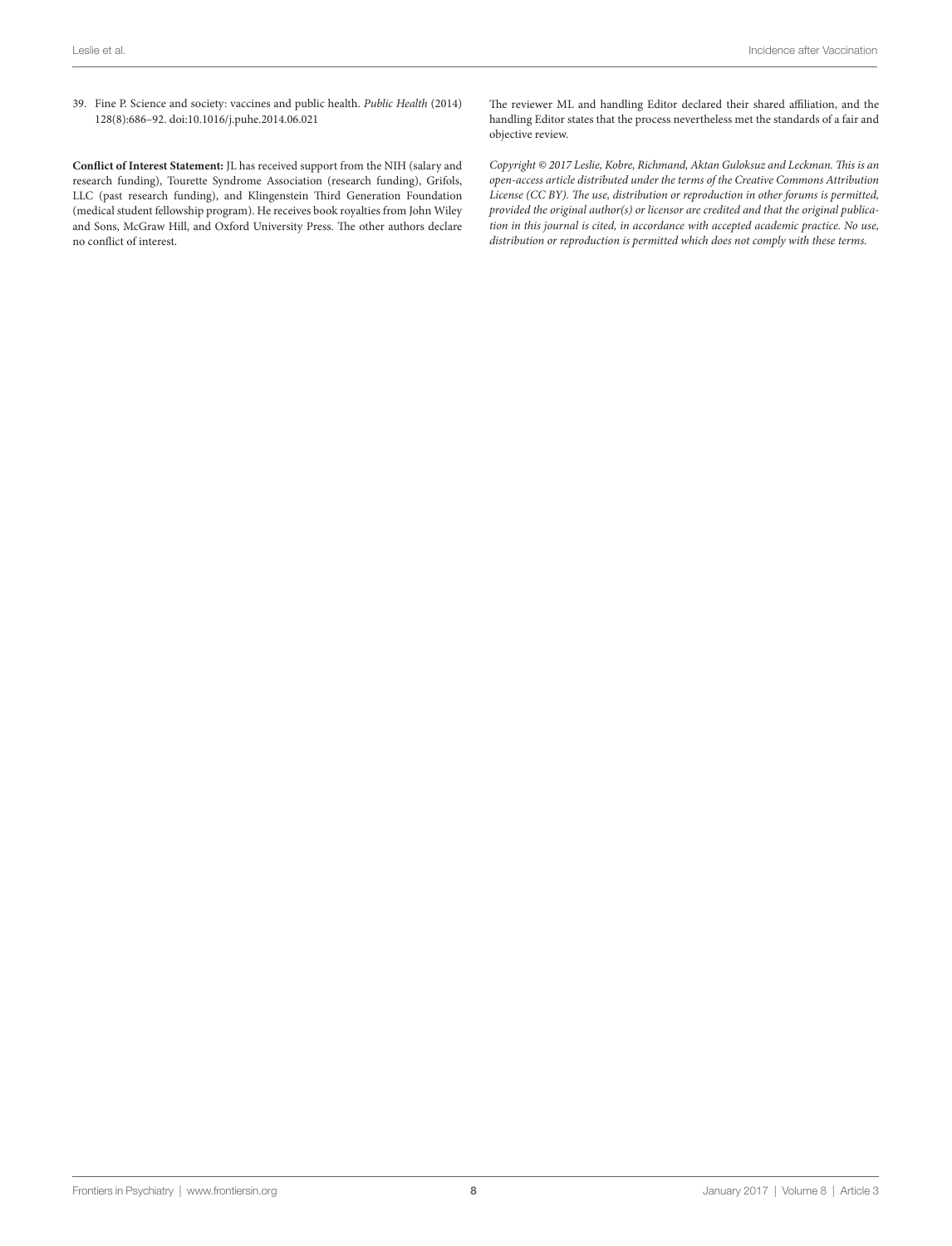39. Fine P. Science and society: vaccines and public health. *Public Health* (2014) 128(8):686–92. doi:10.1016/j.puhe.2014.06.021

**Conflict of Interest Statement:** JL has received support from the NIH (salary and research funding), Tourette Syndrome Association (research funding), Grifols, LLC (past research funding), and Klingenstein Third Generation Foundation (medical student fellowship program). He receives book royalties from John Wiley and Sons, McGraw Hill, and Oxford University Press. The other authors declare no conflict of interest.

The reviewer ML and handling Editor declared their shared affiliation, and the handling Editor states that the process nevertheless met the standards of a fair and objective review.

*Copyright © 2017 Leslie, Kobre, Richmand, Aktan Guloksuz and Leckman. This is an open-access article distributed under the terms of the Creative Commons Attribution License (CC BY). The use, distribution or reproduction in other forums is permitted, provided the original author(s) or licensor are credited and that the original publication in this journal is cited, in accordance with accepted academic practice. No use, distribution or reproduction is permitted which does not comply with these terms.*